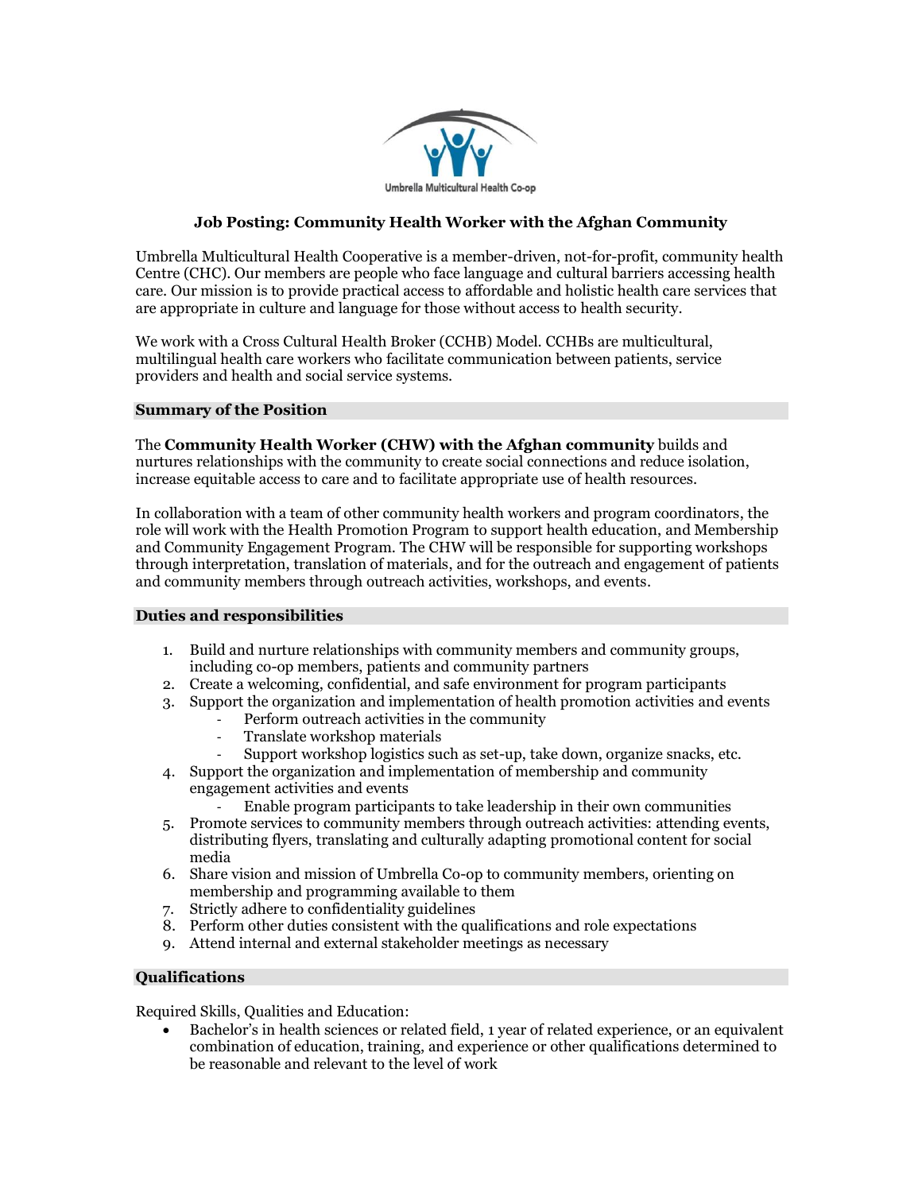Umbrella Multicultural Health Co-op

# Job Posting: Community Health Worker with the Afghan Community

Umbrella Multicultural Health Cooperative is a member-driven, not-for-profit, community health Centre (CHC). Our members are people who face language and cultural barriers accessing health care. Our mission is to provide practical access to affordable and holistic health care services that are appropriate in culture and language for those without access to health security.

We work with a Cross Cultural Health Broker (CCHB) Model. CCHBs are multicultural, multilingual health care workers who facilitate communication between patients, service providers and health and social service systems.

## Summary of the Position

The **Community Health Worker (CHW) with the Afghan community** builds and nurtures relationships with the community to create social connections and reduce isolation, increase equitable access to care and to facilitate appropriate use of health resources.

In collaboration with a team of other community health workers and program coordinators, the role will work with the Health Promotion Program to support health education, and Membership and Community Engagement Program. The CHW will be responsible for supporting workshops through interpretation, translation of materials, and for the outreach and engagement of patients and community members through outreach activities, workshops, and events.

## Duties and responsibilities

1. Build and nurture relationships with community members and community groups, including co-op members, patients and community partners
2. Create a welcoming, confidential, and safe environment for program participants
3. Support the organization and implementation of health promotion activities and events
    - Perform outreach activities in the community
    - Translate workshop materials
    - Support workshop logistics such as set-up, take down, organize snacks, etc.
4. Support the organization and implementation of membership and community engagement activities and events
    - Enable program participants to take leadership in their own communities
5. Promote services to community members through outreach activities: attending events, distributing flyers, translating and culturally adapting promotional content for social media
6. Share vision and mission of Umbrella Co-op to community members, orienting on membership and programming available to them
7. Strictly adhere to confidentiality guidelines
8. Perform other duties consistent with the qualifications and role expectations
9. Attend internal and external stakeholder meetings as necessary

## Qualifications

Required Skills, Qualities and Education:

- Bachelor's in health sciences or related field, 1 year of related experience, or an equivalent combination of education, training, and experience or other qualifications determined to be reasonable and relevant to the level of work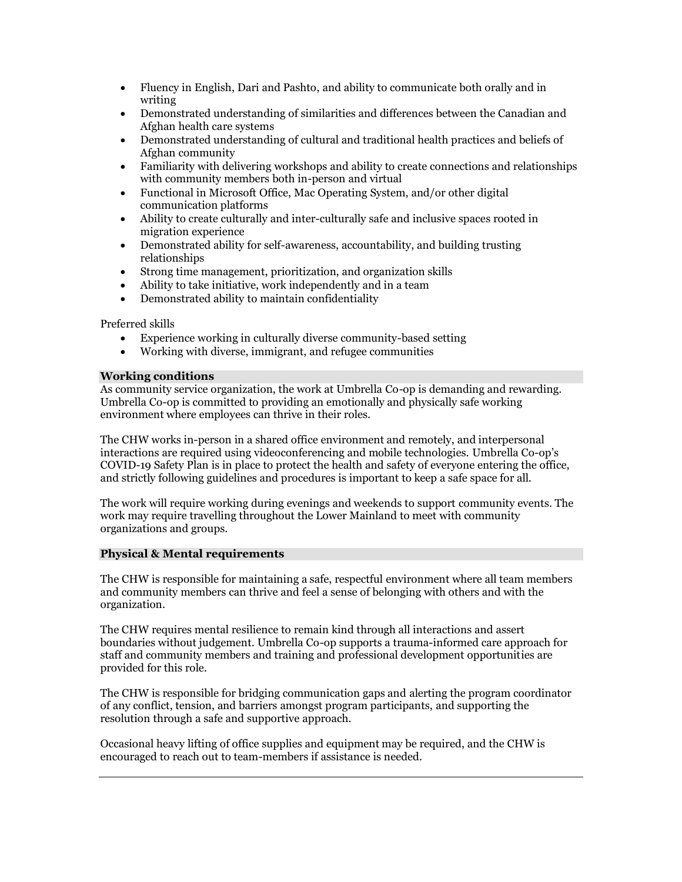- Fluency in English, Dari and Pashto, and ability to communicate both orally and in writing
- Demonstrated understanding of similarities and differences between the Canadian and Afghan health care systems
- Demonstrated understanding of cultural and traditional health practices and beliefs of Afghan community
- Familiarity with delivering workshops and ability to create connections and relationships with community members both in-person and virtual
- Functional in Microsoft Office, Mac Operating System, and/or other digital communication platforms
- Ability to create culturally and inter-culturally safe and inclusive spaces rooted in migration experience
- Demonstrated ability for self-awareness, accountability, and building trusting relationships
- Strong time management, prioritization, and organization skills
- Ability to take initiative, work independently and in a team
- Demonstrated ability to maintain confidentiality

Preferred skills

- Experience working in culturally diverse community-based setting
- Working with diverse, immigrant, and refugee communities

### Working conditions

As community service organization, the work at Umbrella Co-op is demanding and rewarding. Umbrella Co-op is committed to providing an emotionally and physically safe working environment where employees can thrive in their roles.

The CHW works in-person in a shared office environment and remotely, and interpersonal interactions are required using videoconferencing and mobile technologies. Umbrella Co-op's COVID-19 Safety Plan is in place to protect the health and safety of everyone entering the office, and strictly following guidelines and procedures is important to keep a safe space for all.

The work will require working during evenings and weekends to support community events. The work may require travelling throughout the Lower Mainland to meet with community organizations and groups.

### Physical & Mental requirements

The CHW is responsible for maintaining a safe, respectful environment where all team members and community members can thrive and feel a sense of belonging with others and with the organization.

The CHW requires mental resilience to remain kind through all interactions and assert boundaries without judgement. Umbrella Co-op supports a trauma-informed care approach for staff and community members and training and professional development opportunities are provided for this role.

The CHW is responsible for bridging communication gaps and alerting the program coordinator of any conflict, tension, and barriers amongst program participants, and supporting the resolution through a safe and supportive approach.

Occasional heavy lifting of office supplies and equipment may be required, and the CHW is encouraged to reach out to team-members if assistance is needed.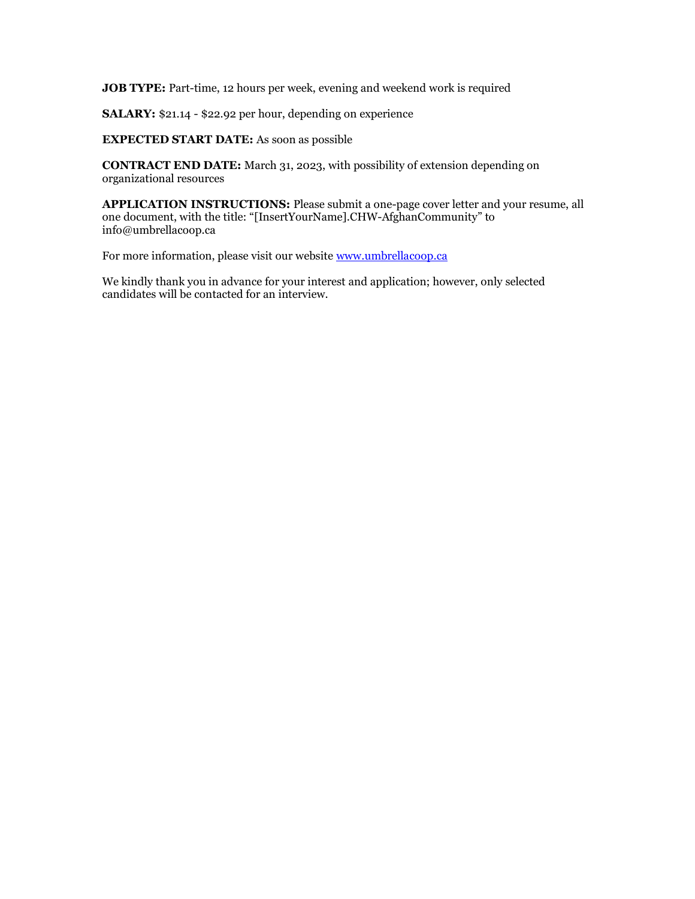**JOB TYPE:** Part-time, 12 hours per week, evening and weekend work is required

**SALARY:** $21.14 - $22.92 per hour, depending on experience

**EXPECTED START DATE:** As soon as possible

**CONTRACT END DATE:** March 31, 2023, with possibility of extension depending on organizational resources

**APPLICATION INSTRUCTIONS:** Please submit a one-page cover letter and your resume, all one document, with the title: "[InsertYourName].CHW-AfghanCommunity" to info@umbrellacoop.ca

For more information, please visit our website [www.umbrellacoop.ca](http://www.umbrellacoop.ca)

We kindly thank you in advance for your interest and application; however, only selected candidates will be contacted for an interview.